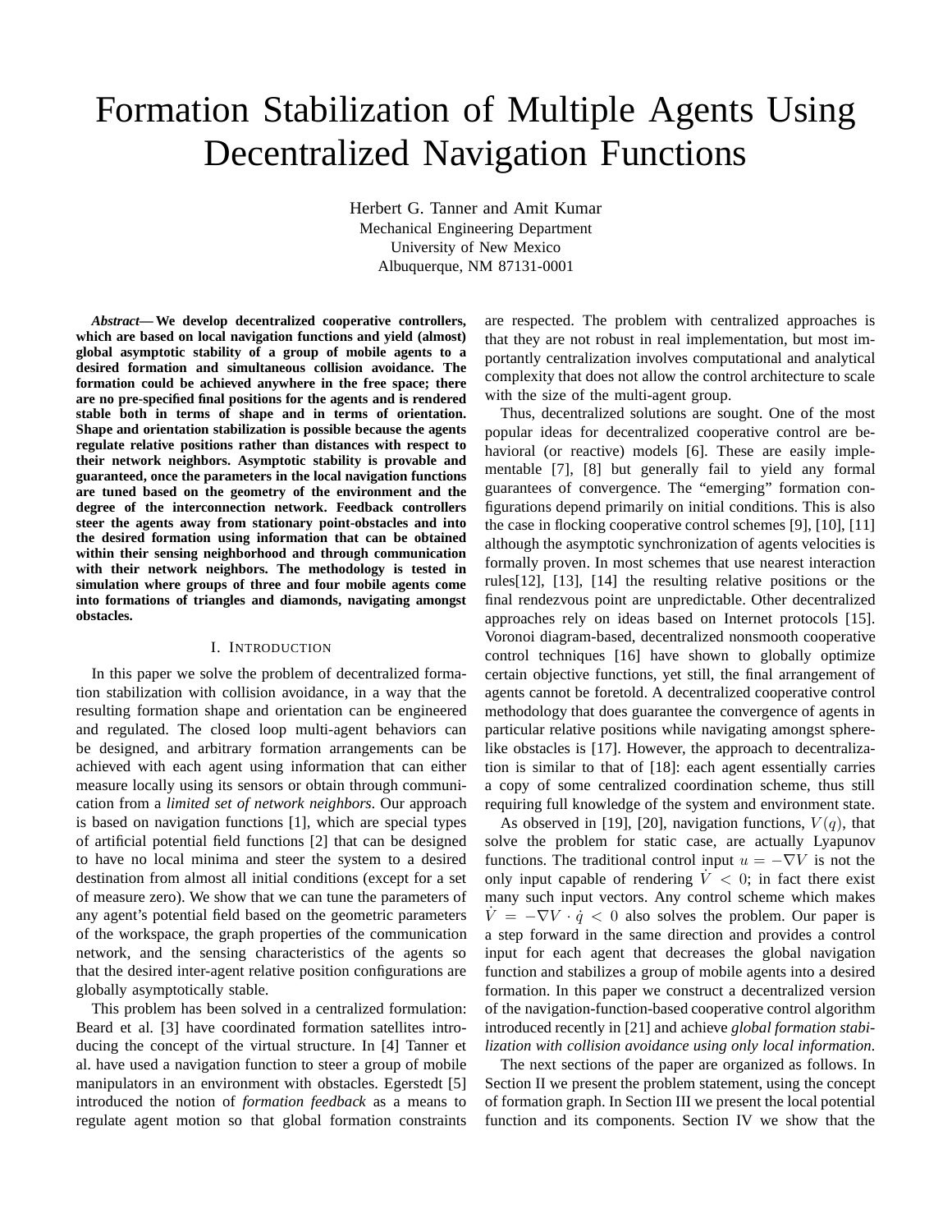# Formation Stabilization of Multiple Agents Using Decentralized Navigation Functions

Herbert G. Tanner and Amit Kumar
Mechanical Engineering Department
University of New Mexico
Albuquerque, NM 87131-0001

***Abstract*— We develop decentralized cooperative controllers, which are based on local navigation functions and yield (almost) global asymptotic stability of a group of mobile agents to a desired formation and simultaneous collision avoidance. The formation could be achieved anywhere in the free space; there are no pre-specified final positions for the agents and is rendered stable both in terms of shape and in terms of orientation. Shape and orientation stabilization is possible because the agents regulate relative positions rather than distances with respect to their network neighbors. Asymptotic stability is provable and guaranteed, once the parameters in the local navigation functions are tuned based on the geometry of the environment and the degree of the interconnection network. Feedback controllers steer the agents away from stationary point-obstacles and into the desired formation using information that can be obtained within their sensing neighborhood and through communication with their network neighbors. The methodology is tested in simulation where groups of three and four mobile agents come into formations of triangles and diamonds, navigating amongst obstacles.**

## I. Introduction

In this paper we solve the problem of decentralized formation stabilization with collision avoidance, in a way that the resulting formation shape and orientation can be engineered and regulated. The closed loop multi-agent behaviors can be designed, and arbitrary formation arrangements can be achieved with each agent using information that can either measure locally using its sensors or obtain through communication from a *limited set of network neighbors*. Our approach is based on navigation functions [1], which are special types of artificial potential field functions [2] that can be designed to have no local minima and steer the system to a desired destination from almost all initial conditions (except for a set of measure zero). We show that we can tune the parameters of any agent's potential field based on the geometric parameters of the workspace, the graph properties of the communication network, and the sensing characteristics of the agents so that the desired inter-agent relative position configurations are globally asymptotically stable.

This problem has been solved in a centralized formulation: Beard et al. [3] have coordinated formation satellites introducing the concept of the virtual structure. In [4] Tanner et al. have used a navigation function to steer a group of mobile manipulators in an environment with obstacles. Egerstedt [5] introduced the notion of *formation feedback* as a means to regulate agent motion so that global formation constraints are respected. The problem with centralized approaches is that they are not robust in real implementation, but most importantly centralization involves computational and analytical complexity that does not allow the control architecture to scale with the size of the multi-agent group.

Thus, decentralized solutions are sought. One of the most popular ideas for decentralized cooperative control are behavioral (or reactive) models [6]. These are easily implementable [7], [8] but generally fail to yield any formal guarantees of convergence. The "emerging" formation configurations depend primarily on initial conditions. This is also the case in flocking cooperative control schemes [9], [10], [11] although the asymptotic synchronization of agents velocities is formally proven. In most schemes that use nearest interaction rules[12], [13], [14] the resulting relative positions or the final rendezvous point are unpredictable. Other decentralized approaches rely on ideas based on Internet protocols [15]. Voronoi diagram-based, decentralized nonsmooth cooperative control techniques [16] have shown to globally optimize certain objective functions, yet still, the final arrangement of agents cannot be foretold. A decentralized cooperative control methodology that does guarantee the convergence of agents in particular relative positions while navigating amongst sphere-like obstacles is [17]. However, the approach to decentralization is similar to that of [18]: each agent essentially carries a copy of some centralized coordination scheme, thus still requiring full knowledge of the system and environment state.

As observed in [19], [20], navigation functions, $V(q)$, that solve the problem for static case, are actually Lyapunov functions. The traditional control input $u = -\nabla V$ is not the only input capable of rendering $\dot{V} < 0$; in fact there exist many such input vectors. Any control scheme which makes $\dot{V} = -\nabla V \cdot \dot{q} < 0$ also solves the problem. Our paper is a step forward in the same direction and provides a control input for each agent that decreases the global navigation function and stabilizes a group of mobile agents into a desired formation. In this paper we construct a decentralized version of the navigation-function-based cooperative control algorithm introduced recently in [21] and achieve *global formation stabilization with collision avoidance using only local information.*

The next sections of the paper are organized as follows. In Section II we present the problem statement, using the concept of formation graph. In Section III we present the local potential function and its components. Section IV we show that the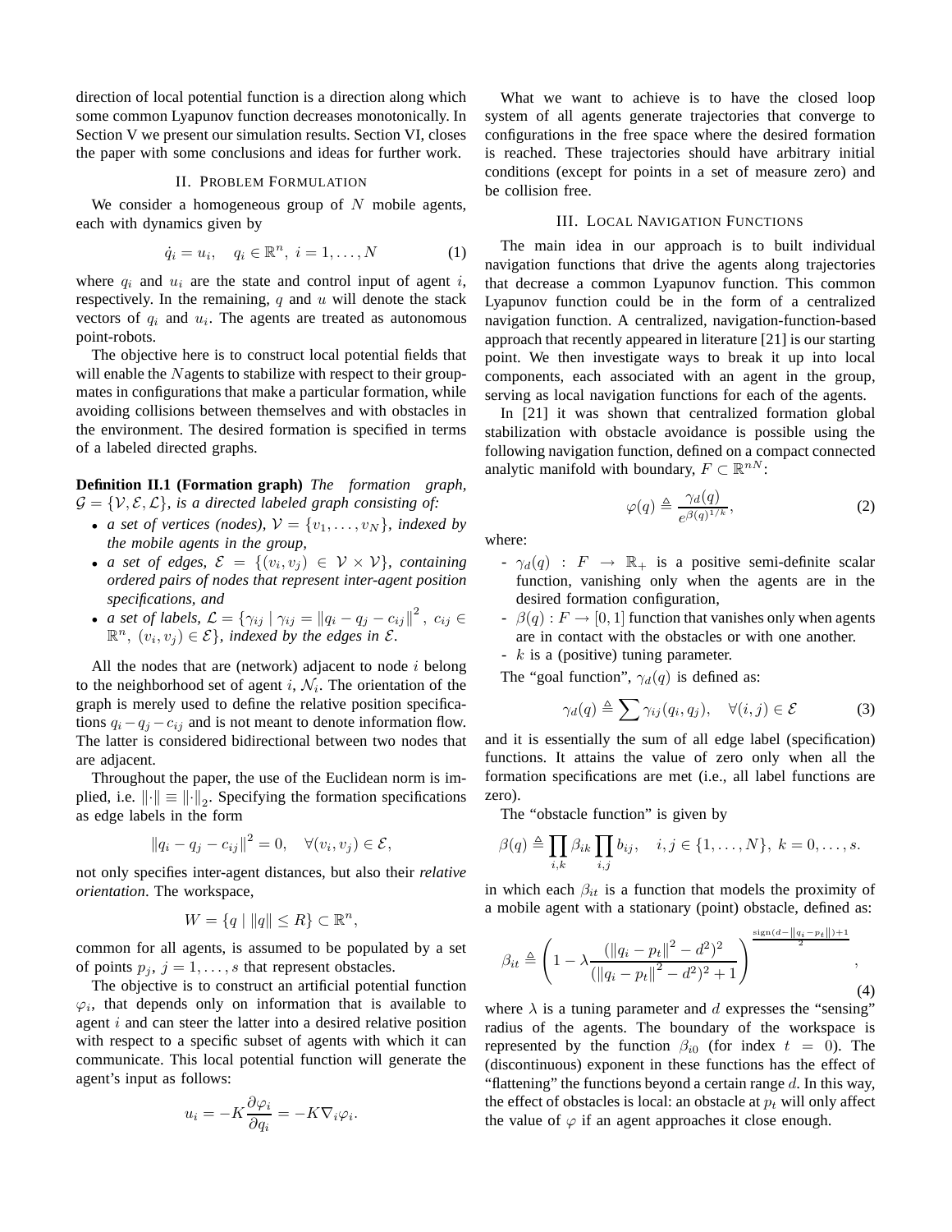direction of local potential function is a direction along which some common Lyapunov function decreases monotonically. In Section V we present our simulation results. Section VI, closes the paper with some conclusions and ideas for further work.

## II. Problem Formulation

We consider a homogeneous group of $N$ mobile agents, each with dynamics given by

$$\dot{q}_i = u_i, \quad q_i \in \mathbb{R}^n, \; i = 1, \ldots, N \tag{1}$$

where $q_i$ and $u_i$ are the state and control input of agent $i$, respectively. In the remaining, $q$ and $u$ will denote the stack vectors of $q_i$ and $u_i$. The agents are treated as autonomous point-robots.

The objective here is to construct local potential fields that will enable the $N$agents to stabilize with respect to their group-mates in configurations that make a particular formation, while avoiding collisions between themselves and with obstacles in the environment. The desired formation is specified in terms of a labeled directed graphs.

**Definition II.1 (Formation graph)** *The formation graph, $\mathcal{G} = \{\mathcal{V}, \mathcal{E}, \mathcal{L}\}$, is a directed labeled graph consisting of:*

- *a set of vertices (nodes), $\mathcal{V} = \{v_1, \ldots, v_N\}$, indexed by the mobile agents in the group,*
- *a set of edges, $\mathcal{E} = \{(v_i, v_j) \in \mathcal{V} \times \mathcal{V}\}$, containing ordered pairs of nodes that represent inter-agent position specifications, and*
- *a set of labels, $\mathcal{L} = \{\gamma_{ij} \mid \gamma_{ij} = \|q_i - q_j - c_{ij}\|^2, \; c_{ij} \in \mathbb{R}^n, \; (v_i, v_j) \in \mathcal{E}\}$, indexed by the edges in $\mathcal{E}$.*

All the nodes that are (network) adjacent to node $i$ belong to the neighborhood set of agent $i$, $\mathcal{N}_i$. The orientation of the graph is merely used to define the relative position specifications $q_i - q_j - c_{ij}$ and is not meant to denote information flow. The latter is considered bidirectional between two nodes that are adjacent.

Throughout the paper, the use of the Euclidean norm is implied, i.e. $\|\cdot\| \equiv \|\cdot\|_2$. Specifying the formation specifications as edge labels in the form

$$\|q_i - q_j - c_{ij}\|^2 = 0, \quad \forall (v_i, v_j) \in \mathcal{E},$$

not only specifies inter-agent distances, but also their *relative orientation*. The workspace,

$$W = \{q \mid \|q\| \leq R\} \subset \mathbb{R}^n,$$

common for all agents, is assumed to be populated by a set of points $p_j$, $j = 1, \ldots, s$ that represent obstacles.

The objective is to construct an artificial potential function $\varphi_i$, that depends only on information that is available to agent $i$ and can steer the latter into a desired relative position with respect to a specific subset of agents with which it can communicate. This local potential function will generate the agent's input as follows:

$$u_i = -K \frac{\partial \varphi_i}{\partial q_i} = -K \nabla_i \varphi_i.$$

What we want to achieve is to have the closed loop system of all agents generate trajectories that converge to configurations in the free space where the desired formation is reached. These trajectories should have arbitrary initial conditions (except for points in a set of measure zero) and be collision free.

## III. Local Navigation Functions

The main idea in our approach is to built individual navigation functions that drive the agents along trajectories that decrease a common Lyapunov function. This common Lyapunov function could be in the form of a centralized navigation function. A centralized, navigation-function-based approach that recently appeared in literature [21] is our starting point. We then investigate ways to break it up into local components, each associated with an agent in the group, serving as local navigation functions for each of the agents.

In [21] it was shown that centralized formation global stabilization with obstacle avoidance is possible using the following navigation function, defined on a compact connected analytic manifold with boundary, $F \subset \mathbb{R}^{nN}$:

$$\varphi(q) \triangleq \frac{\gamma_d(q)}{e^{\beta(q)^{1/k}}}, \tag{2}$$

where:

- $\gamma_d(q) : F \to \mathbb{R}_+$ is a positive semi-definite scalar function, vanishing only when the agents are in the desired formation configuration,
- $\beta(q) : F \to [0, 1]$ function that vanishes only when agents are in contact with the obstacles or with one another.
- $k$ is a (positive) tuning parameter.

The "goal function", $\gamma_d(q)$ is defined as:

$$\gamma_d(q) \triangleq \sum \gamma_{ij}(q_i, q_j), \quad \forall (i, j) \in \mathcal{E} \tag{3}$$

and it is essentially the sum of all edge label (specification) functions. It attains the value of zero only when all the formation specifications are met (i.e., all label functions are zero).

The "obstacle function" is given by

$$\beta(q) \triangleq \prod_{i,k} \beta_{ik} \prod_{i,j} b_{ij}, \quad i, j \in \{1, \ldots, N\}, \; k = 0, \ldots, s.$$

in which each $\beta_{it}$ is a function that models the proximity of a mobile agent with a stationary (point) obstacle, defined as:

$$\beta_{it} \triangleq \left(1 - \lambda \frac{(\|q_i - p_t\|^2 - d^2)^2}{(\|q_i - p_t\|^2 - d^2)^2 + 1}\right)^{\frac{\operatorname{sign}(d - \|q_i - p_t\|) + 1}{2}}, \tag{4}$$

where $\lambda$ is a tuning parameter and $d$ expresses the "sensing" radius of the agents. The boundary of the workspace is represented by the function $\beta_{i0}$ (for index $t = 0$). The (discontinuous) exponent in these functions has the effect of "flattening" the functions beyond a certain range $d$. In this way, the effect of obstacles is local: an obstacle at $p_t$ will only affect the value of $\varphi$ if an agent approaches it close enough.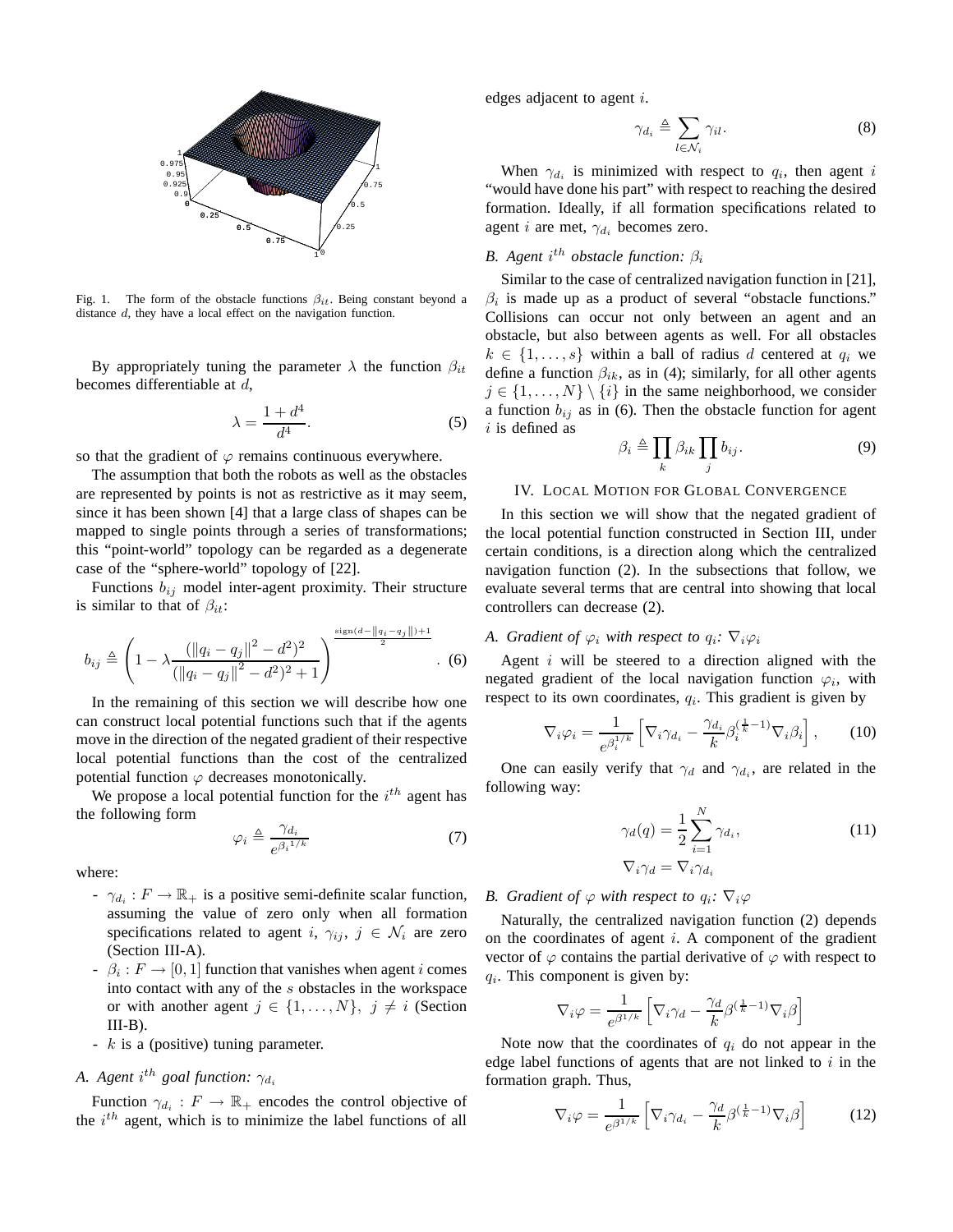Fig. 1. The form of the obstacle functions $\beta_{it}$. Being constant beyond a distance $d$, they have a local effect on the navigation function.

By appropriately tuning the parameter $\lambda$ the function $\beta_{it}$ becomes differentiable at $d$,

$$\lambda = \frac{1+d^4}{d^4}. \tag{5}$$

so that the gradient of $\varphi$ remains continuous everywhere.

The assumption that both the robots as well as the obstacles are represented by points is not as restrictive as it may seem, since it has been shown [4] that a large class of shapes can be mapped to single points through a series of transformations; this "point-world" topology can be regarded as a degenerate case of the "sphere-world" topology of [22].

Functions $b_{ij}$ model inter-agent proximity. Their structure is similar to that of $\beta_{it}$:

$$b_{ij} \triangleq \left(1 - \lambda \frac{(\|q_i - q_j\|^2 - d^2)^2}{(\|q_i - q_j\|^2 - d^2)^2 + 1}\right)^{\frac{\text{sign}(d - \|q_i - q_j\|) + 1}{2}}. \tag{6}$$

In the remaining of this section we will describe how one can construct local potential functions such that if the agents move in the direction of the negated gradient of their respective local potential functions than the cost of the centralized potential function $\varphi$ decreases monotonically.

We propose a local potential function for the $i^{th}$ agent has the following form

$$\varphi_i \triangleq \frac{\gamma_{d_i}}{e^{\beta_i{}^{1/k}}} \tag{7}$$

where:

- $\gamma_{d_i} : F \to \mathbb{R}_+$ is a positive semi-definite scalar function, assuming the value of zero only when all formation specifications related to agent $i$, $\gamma_{ij}$, $j \in \mathcal{N}_i$ are zero (Section III-A).
- $\beta_i : F \to [0, 1]$ function that vanishes when agent $i$ comes into contact with any of the $s$ obstacles in the workspace or with another agent $j \in \{1, \ldots, N\}$, $j \neq i$ (Section III-B).
- $k$ is a (positive) tuning parameter.

### A. Agent $i^{th}$ goal function: $\gamma_{d_i}$

Function $\gamma_{d_i} : F \to \mathbb{R}_+$ encodes the control objective of the $i^{th}$ agent, which is to minimize the label functions of all edges adjacent to agent $i$.

$$\gamma_{d_i} \triangleq \sum_{l \in \mathcal{N}_i} \gamma_{il}. \tag{8}$$

When $\gamma_{d_i}$ is minimized with respect to $q_i$, then agent $i$ "would have done his part" with respect to reaching the desired formation. Ideally, if all formation specifications related to agent $i$ are met, $\gamma_{d_i}$ becomes zero.

### B. Agent $i^{th}$ obstacle function: $\beta_i$

Similar to the case of centralized navigation function in [21], $\beta_i$ is made up as a product of several "obstacle functions." Collisions can occur not only between an agent and an obstacle, but also between agents as well. For all obstacles $k \in \{1, \ldots, s\}$ within a ball of radius $d$ centered at $q_i$ we define a function $\beta_{ik}$, as in (4); similarly, for all other agents $j \in \{1, \ldots, N\} \setminus \{i\}$ in the same neighborhood, we consider a function $b_{ij}$ as in (6). Then the obstacle function for agent $i$ is defined as

$$\beta_i \triangleq \prod_k \beta_{ik} \prod_j b_{ij}. \tag{9}$$

## IV. Local Motion for Global Convergence

In this section we will show that the negated gradient of the local potential function constructed in Section III, under certain conditions, is a direction along which the centralized navigation function (2). In the subsections that follow, we evaluate several terms that are central into showing that local controllers can decrease (2).

### A. Gradient of $\varphi_i$ with respect to $q_i$: $\nabla_i \varphi_i$

Agent $i$ will be steered to a direction aligned with the negated gradient of the local navigation function $\varphi_i$, with respect to its own coordinates, $q_i$. This gradient is given by

$$\nabla_i \varphi_i = \frac{1}{e^{\beta_i^{1/k}}} \left[\nabla_i \gamma_{d_i} - \frac{\gamma_{d_i}}{k} \beta_i^{(\frac{1}{k}-1)} \nabla_i \beta_i\right], \tag{10}$$

One can easily verify that $\gamma_d$ and $\gamma_{d_i}$, are related in the following way:

$$\gamma_d(q) = \frac{1}{2}\sum_{i=1}^{N} \gamma_{d_i}, \tag{11}$$
$$\nabla_i \gamma_d = \nabla_i \gamma_{d_i}$$

### B. Gradient of $\varphi$ with respect to $q_i$: $\nabla_i \varphi$

Naturally, the centralized navigation function (2) depends on the coordinates of agent $i$. A component of the gradient vector of $\varphi$ contains the partial derivative of $\varphi$ with respect to $q_i$. This component is given by:

$$\nabla_i \varphi = \frac{1}{e^{\beta^{1/k}}} \left[\nabla_i \gamma_d - \frac{\gamma_d}{k} \beta^{(\frac{1}{k}-1)} \nabla_i \beta\right]$$

Note now that the coordinates of $q_i$ do not appear in the edge label functions of agents that are not linked to $i$ in the formation graph. Thus,

$$\nabla_i \varphi = \frac{1}{e^{\beta^{1/k}}} \left[\nabla_i \gamma_{d_i} - \frac{\gamma_d}{k} \beta^{(\frac{1}{k}-1)} \nabla_i \beta\right] \tag{12}$$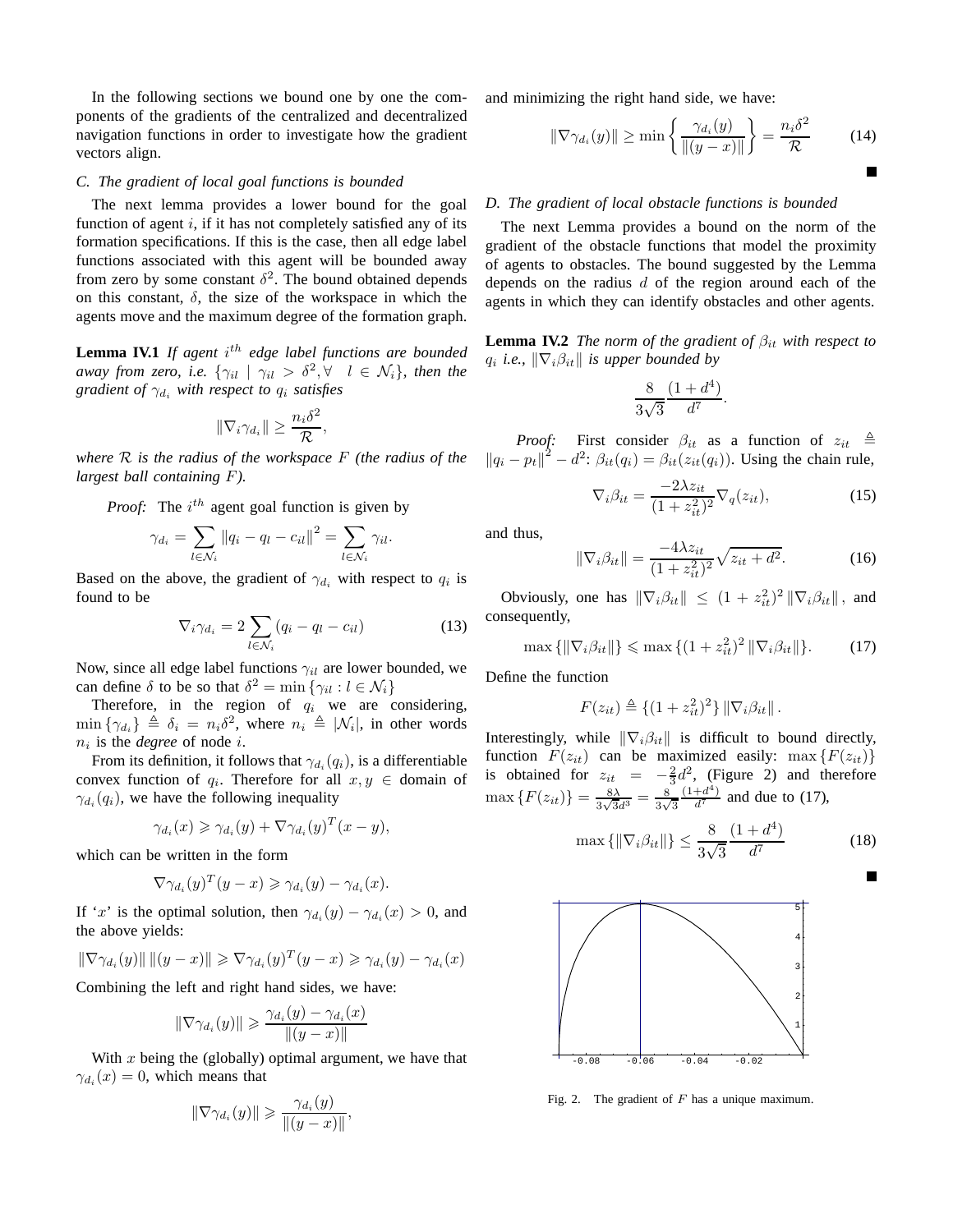In the following sections we bound one by one the components of the gradients of the centralized and decentralized navigation functions in order to investigate how the gradient vectors align.

### C. The gradient of local goal functions is bounded

The next lemma provides a lower bound for the goal function of agent $i$, if it has not completely satisfied any of its formation specifications. If this is the case, then all edge label functions associated with this agent will be bounded away from zero by some constant $\delta^2$. The bound obtained depends on this constant, $\delta$, the size of the workspace in which the agents move and the maximum degree of the formation graph.

**Lemma IV.1** *If agent $i^{th}$ edge label functions are bounded away from zero, i.e. $\{\gamma_{il} \mid \gamma_{il} > \delta^2, \forall \;\; l \in \mathcal{N}_i\}$, then the gradient of $\gamma_{d_i}$ with respect to $q_i$ satisfies*

$$\|\nabla_i \gamma_{d_i}\| \geq \frac{n_i \delta^2}{\mathcal{R}},$$

*where $\mathcal{R}$ is the radius of the workspace $F$ (the radius of the largest ball containing $F$).*

*Proof:* The $i^{th}$ agent goal function is given by

$$\gamma_{d_i} = \sum_{l \in \mathcal{N}_i} \|q_i - q_l - c_{il}\|^2 = \sum_{l \in \mathcal{N}_i} \gamma_{il}.$$

Based on the above, the gradient of $\gamma_{d_i}$ with respect to $q_i$ is found to be

$$\nabla_i \gamma_{d_i} = 2 \sum_{l \in \mathcal{N}_i} (q_i - q_l - c_{il}) \tag{13}$$

Now, since all edge label functions $\gamma_{il}$ are lower bounded, we can define $\delta$ to be so that $\delta^2 = \min\{\gamma_{il} : l \in \mathcal{N}_i\}$

Therefore, in the region of $q_i$ we are considering, $\min\{\gamma_{d_i}\} \triangleq \delta_i = n_i \delta^2$, where $n_i \triangleq |\mathcal{N}_i|$, in other words $n_i$ is the *degree* of node $i$.

From its definition, it follows that $\gamma_{d_i}(q_i)$, is a differentiable convex function of $q_i$. Therefore for all $x, y \in$ domain of $\gamma_{d_i}(q_i)$, we have the following inequality

$$\gamma_{d_i}(x) \geqslant \gamma_{d_i}(y) + \nabla \gamma_{d_i}(y)^T (x - y),$$

which can be written in the form

$$\nabla \gamma_{d_i}(y)^T (y - x) \geqslant \gamma_{d_i}(y) - \gamma_{d_i}(x).$$

If '$x$' is the optimal solution, then $\gamma_{d_i}(y) - \gamma_{d_i}(x) > 0$, and the above yields:

$$\|\nabla \gamma_{d_i}(y)\| \, \|(y - x)\| \geqslant \nabla \gamma_{d_i}(y)^T (y - x) \geqslant \gamma_{d_i}(y) - \gamma_{d_i}(x)$$

Combining the left and right hand sides, we have:

$$\|\nabla \gamma_{d_i}(y)\| \geqslant \frac{\gamma_{d_i}(y) - \gamma_{d_i}(x)}{\|(y - x)\|}$$

With $x$ being the (globally) optimal argument, we have that $\gamma_{d_i}(x) = 0$, which means that

$$\|\nabla \gamma_{d_i}(y)\| \geqslant \frac{\gamma_{d_i}(y)}{\|(y - x)\|},$$

and minimizing the right hand side, we have:

$$\|\nabla \gamma_{d_i}(y)\| \geq \min\left\{\frac{\gamma_{d_i}(y)}{\|(y - x)\|}\right\} = \frac{n_i \delta^2}{\mathcal{R}} \tag{14}$$

■

### D. The gradient of local obstacle functions is bounded

The next Lemma provides a bound on the norm of the gradient of the obstacle functions that model the proximity of agents to obstacles. The bound suggested by the Lemma depends on the radius $d$ of the region around each of the agents in which they can identify obstacles and other agents.

**Lemma IV.2** *The norm of the gradient of $\beta_{it}$ with respect to $q_i$ i.e., $\|\nabla_i \beta_{it}\|$ is upper bounded by*

$$\frac{8}{3\sqrt{3}} \frac{(1 + d^4)}{d^7}.$$

*Proof:* First consider $\beta_{it}$ as a function of $z_{it} \triangleq \|q_i - p_t\|^2 - d^2$: $\beta_{it}(q_i) = \beta_{it}(z_{it}(q_i))$. Using the chain rule,

$$\nabla_i \beta_{it} = \frac{-2\lambda z_{it}}{(1 + z_{it}^2)^2} \nabla_q(z_{it}), \tag{15}$$

and thus,

$$\|\nabla_i \beta_{it}\| = \frac{-4\lambda z_{it}}{(1 + z_{it}^2)^2} \sqrt{z_{it} + d^2}. \tag{16}$$

Obviously, one has $\|\nabla_i \beta_{it}\| \leq (1 + z_{it}^2)^2 \|\nabla_i \beta_{it}\|$, and consequently,

$$\max\{\|\nabla_i \beta_{it}\|\} \leqslant \max\{(1 + z_{it}^2)^2 \|\nabla_i \beta_{it}\|\}. \tag{17}$$

Define the function

$$F(z_{it}) \triangleq \{(1 + z_{it}^2)^2\} \|\nabla_i \beta_{it}\|.$$

Interestingly, while $\|\nabla_i \beta_{it}\|$ is difficult to bound directly, function $F(z_{it})$ can be maximized easily: $\max\{F(z_{it})\}$ is obtained for $z_{it} = -\frac{2}{3}d^2$, (Figure 2) and therefore $\max\{F(z_{it})\} = \frac{8\lambda}{3\sqrt{3}d^3} = \frac{8}{3\sqrt{3}} \frac{(1+d^4)}{d^7}$ and due to (17),

$$\max\{\|\nabla_i \beta_{it}\|\} \leq \frac{8}{3\sqrt{3}} \frac{(1 + d^4)}{d^7} \tag{18}$$

■

Fig. 2. The gradient of $F$ has a unique maximum.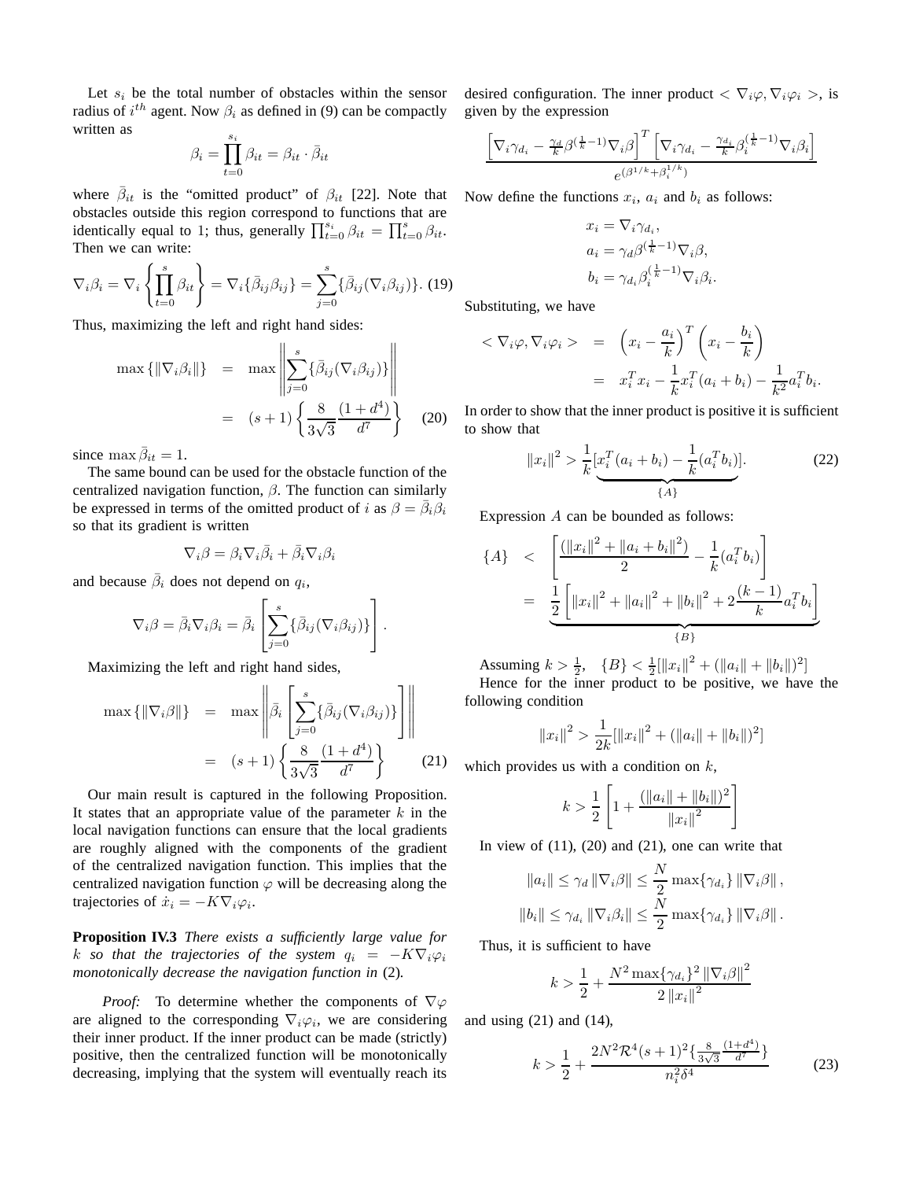Let $s_i$ be the total number of obstacles within the sensor radius of $i^{th}$ agent. Now $\beta_i$ as defined in (9) can be compactly written as

$$\beta_i = \prod_{t=0}^{s_i} \beta_{it} = \beta_{it} \cdot \bar{\beta}_{it}$$

where $\bar{\beta}_{it}$ is the "omitted product" of $\beta_{it}$ [22]. Note that obstacles outside this region correspond to functions that are identically equal to 1; thus, generally $\prod_{t=0}^{s_i} \beta_{it} = \prod_{t=0}^{s} \beta_{it}$. Then we can write:

$$\nabla_i \beta_i = \nabla_i \left\{ \prod_{t=0}^{s} \beta_{it} \right\} = \nabla_i \{ \bar{\beta}_{ij} \beta_{ij} \} = \sum_{j=0}^{s} \{ \bar{\beta}_{ij} (\nabla_i \beta_{ij}) \}. \quad (19)$$

Thus, maximizing the left and right hand sides:

$$\begin{aligned} \max \{ \| \nabla_i \beta_i \| \} &= \max \left\| \sum_{j=0}^{s} \{ \bar{\beta}_{ij} (\nabla_i \beta_{ij}) \} \right\| \\ &= (s+1) \left\{ \frac{8}{3\sqrt{3}} \frac{(1+d^4)}{d^7} \right\} \quad (20) \end{aligned}$$

since $\max \bar{\beta}_{it} = 1$.

The same bound can be used for the obstacle function of the centralized navigation function, $\beta$. The function can similarly be expressed in terms of the omitted product of $i$ as $\beta = \bar{\beta}_i \beta_i$ so that its gradient is written

$$\nabla_i \beta = \beta_i \nabla_i \bar{\beta}_i + \bar{\beta}_i \nabla_i \beta_i$$

and because $\bar{\beta}_i$ does not depend on $q_i$,

$$\nabla_i \beta = \bar{\beta}_i \nabla_i \beta_i = \bar{\beta}_i \left[ \sum_{j=0}^{s} \{ \bar{\beta}_{ij} (\nabla_i \beta_{ij}) \} \right].$$

Maximizing the left and right hand sides,

$$\begin{aligned} \max \{ \| \nabla_i \beta \| \} &= \max \left\| \bar{\beta}_i \left[ \sum_{j=0}^{s} \{ \bar{\beta}_{ij} (\nabla_i \beta_{ij}) \} \right] \right\| \\ &= (s+1) \left\{ \frac{8}{3\sqrt{3}} \frac{(1+d^4)}{d^7} \right\} \quad (21) \end{aligned}$$

Our main result is captured in the following Proposition. It states that an appropriate value of the parameter $k$ in the local navigation functions can ensure that the local gradients are roughly aligned with the components of the gradient of the centralized navigation function. This implies that the centralized navigation function $\varphi$ will be decreasing along the trajectories of $\dot{x}_i = -K \nabla_i \varphi_i$.

**Proposition IV.3** *There exists a sufficiently large value for $k$ so that the trajectories of the system $q_i = -K \nabla_i \varphi_i$ monotonically decrease the navigation function in* (2)*.*

*Proof:* To determine whether the components of $\nabla \varphi$ are aligned to the corresponding $\nabla_i \varphi_i$, we are considering their inner product. If the inner product can be made (strictly) positive, then the centralized function will be monotonically decreasing, implying that the system will eventually reach its desired configuration. The inner product $< \nabla_i \varphi, \nabla_i \varphi_i >$, is given by the expression

$$\frac{\left[ \nabla_i \gamma_{d_i} - \frac{\gamma_d}{k} \beta^{(\frac{1}{k}-1)} \nabla_i \beta \right]^T \left[ \nabla_i \gamma_{d_i} - \frac{\gamma_{d_i}}{k} \beta_i^{(\frac{1}{k}-1)} \nabla_i \beta_i \right]}{e^{(\beta^{1/k} + \beta_i^{1/k})}}$$

Now define the functions $x_i$, $a_i$ and $b_i$ as follows:

$$\begin{aligned} x_i &= \nabla_i \gamma_{d_i}, \\ a_i &= \gamma_d \beta^{(\frac{1}{k}-1)} \nabla_i \beta, \\ b_i &= \gamma_{d_i} \beta_i^{(\frac{1}{k}-1)} \nabla_i \beta_i. \end{aligned}$$

Substituting, we have

$$\begin{aligned} < \nabla_i \varphi, \nabla_i \varphi_i > &= \left( x_i - \frac{a_i}{k} \right)^T \left( x_i - \frac{b_i}{k} \right) \\ &= x_i^T x_i - \frac{1}{k} x_i^T (a_i + b_i) - \frac{1}{k^2} a_i^T b_i. \end{aligned}$$

In order to show that the inner product is positive it is sufficient to show that

$$\|x_i\|^2 > \frac{1}{k} \underbrace{[x_i^T (a_i + b_i) - \frac{1}{k} (a_i^T b_i)]}_{\{A\}}. \quad (22)$$

Expression $A$ can be bounded as follows:

$$\begin{aligned} \{A\} &< \left[ \frac{(\|x_i\|^2 + \|a_i + b_i\|^2)}{2} - \frac{1}{k} (a_i^T b_i) \right] \\ &= \underbrace{\frac{1}{2} \left[ \|x_i\|^2 + \|a_i\|^2 + \|b_i\|^2 + 2 \frac{(k-1)}{k} a_i^T b_i \right]}_{\{B\}} \end{aligned}$$

Assuming $k > \frac{1}{2}$, $\{B\} < \frac{1}{2} [\|x_i\|^2 + (\|a_i\| + \|b_i\|)^2]$

Hence for the inner product to be positive, we have the following condition

$$\|x_i\|^2 > \frac{1}{2k} [\|x_i\|^2 + (\|a_i\| + \|b_i\|)^2]$$

which provides us with a condition on $k$,

$$k > \frac{1}{2} \left[ 1 + \frac{(\|a_i\| + \|b_i\|)^2}{\|x_i\|^2} \right]$$

In view of (11), (20) and (21), one can write that

$$\begin{aligned} \|a_i\| &\leq \gamma_d \|\nabla_i \beta\| \leq \frac{N}{2} \max\{\gamma_{d_i}\} \|\nabla_i \beta\|, \\ \|b_i\| &\leq \gamma_{d_i} \|\nabla_i \beta_i\| \leq \frac{N}{2} \max\{\gamma_{d_i}\} \|\nabla_i \beta\|. \end{aligned}$$

Thus, it is sufficient to have

$$k > \frac{1}{2} + \frac{N^2 \max\{\gamma_{d_i}\}^2 \|\nabla_i \beta\|^2}{2 \|x_i\|^2}$$

and using (21) and (14),

$$k > \frac{1}{2} + \frac{2N^2 \mathcal{R}^4 (s+1)^2 \{ \frac{8}{3\sqrt{3}} \frac{(1+d^4)}{d^7} \}}{n_i^2 \delta^4} \quad (23)$$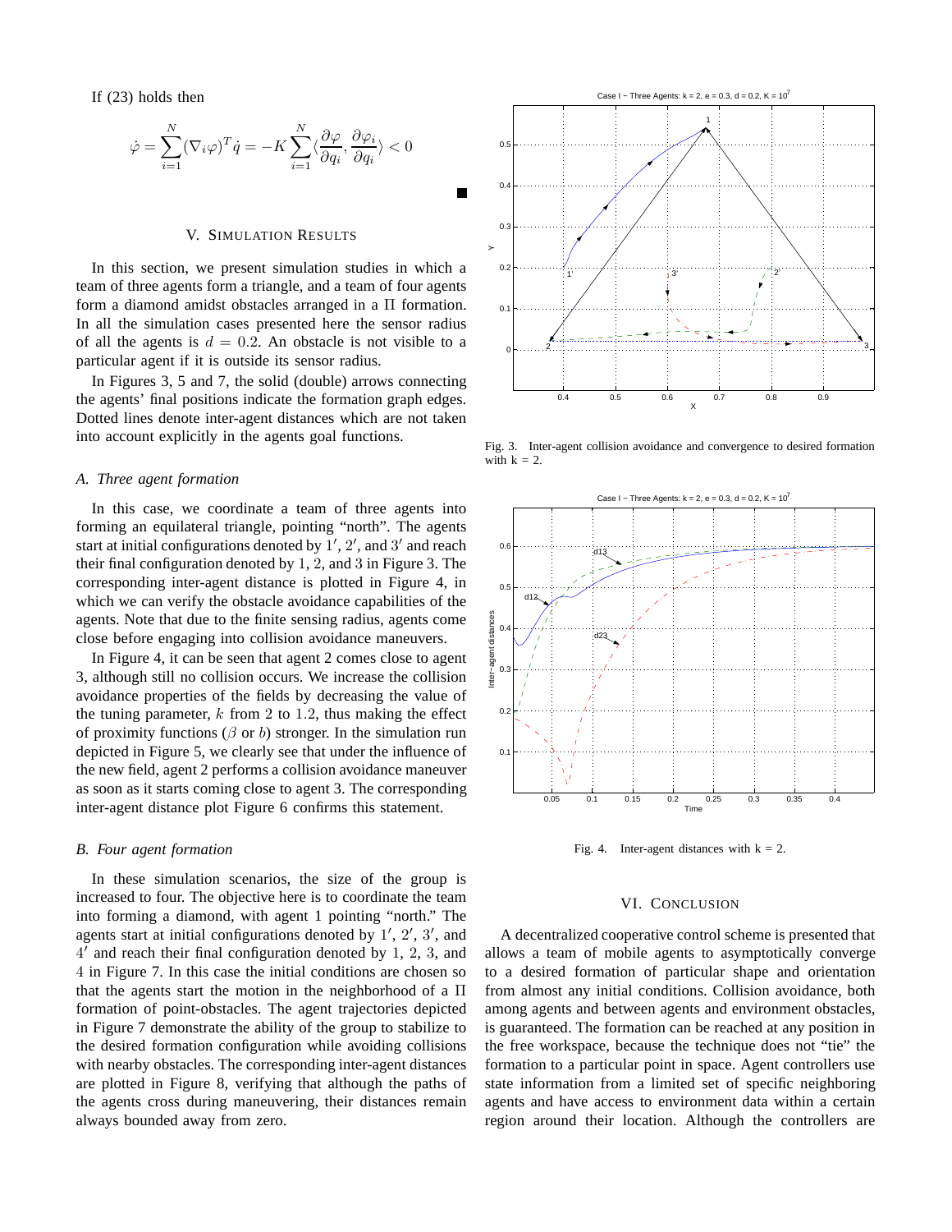If (23) holds then

$$\dot{\varphi} = \sum_{i=1}^{N} (\nabla_i \varphi)^T \dot{q} = -K \sum_{i=1}^{N} \langle \frac{\partial \varphi}{\partial q_i}, \frac{\partial \varphi_i}{\partial q_i} \rangle < 0$$

■

## V. Simulation Results

In this section, we present simulation studies in which a team of three agents form a triangle, and a team of four agents form a diamond amidst obstacles arranged in a $\Pi$ formation. In all the simulation cases presented here the sensor radius of all the agents is $d = 0.2$. An obstacle is not visible to a particular agent if it is outside its sensor radius.

In Figures 3, 5 and 7, the solid (double) arrows connecting the agents' final positions indicate the formation graph edges. Dotted lines denote inter-agent distances which are not taken into account explicitly in the agents goal functions.

### A. Three agent formation

In this case, we coordinate a team of three agents into forming an equilateral triangle, pointing "north". The agents start at initial configurations denoted by $1'$, $2'$, and $3'$ and reach their final configuration denoted by $1$, $2$, and $3$ in Figure 3. The corresponding inter-agent distance is plotted in Figure 4, in which we can verify the obstacle avoidance capabilities of the agents. Note that due to the finite sensing radius, agents come close before engaging into collision avoidance maneuvers.

In Figure 4, it can be seen that agent 2 comes close to agent 3, although still no collision occurs. We increase the collision avoidance properties of the fields by decreasing the value of the tuning parameter, $k$ from $2$ to $1.2$, thus making the effect of proximity functions ($\beta$ or $b$) stronger. In the simulation run depicted in Figure 5, we clearly see that under the influence of the new field, agent 2 performs a collision avoidance maneuver as soon as it starts coming close to agent 3. The corresponding inter-agent distance plot Figure 6 confirms this statement.

### B. Four agent formation

In these simulation scenarios, the size of the group is increased to four. The objective here is to coordinate the team into forming a diamond, with agent 1 pointing "north." The agents start at initial configurations denoted by $1'$, $2'$, $3'$, and $4'$ and reach their final configuration denoted by $1$, $2$, $3$, and $4$ in Figure 7. In this case the initial conditions are chosen so that the agents start the motion in the neighborhood of a $\Pi$ formation of point-obstacles. The agent trajectories depicted in Figure 7 demonstrate the ability of the group to stabilize to the desired formation configuration while avoiding collisions with nearby obstacles. The corresponding inter-agent distances are plotted in Figure 8, verifying that although the paths of the agents cross during maneuvering, their distances remain always bounded away from zero.

Fig. 3. Inter-agent collision avoidance and convergence to desired formation with k = 2.

Fig. 4. Inter-agent distances with k = 2.

## VI. Conclusion

A decentralized cooperative control scheme is presented that allows a team of mobile agents to asymptotically converge to a desired formation of particular shape and orientation from almost any initial conditions. Collision avoidance, both among agents and between agents and environment obstacles, is guaranteed. The formation can be reached at any position in the free workspace, because the technique does not "tie" the formation to a particular point in space. Agent controllers use state information from a limited set of specific neighboring agents and have access to environment data within a certain region around their location. Although the controllers are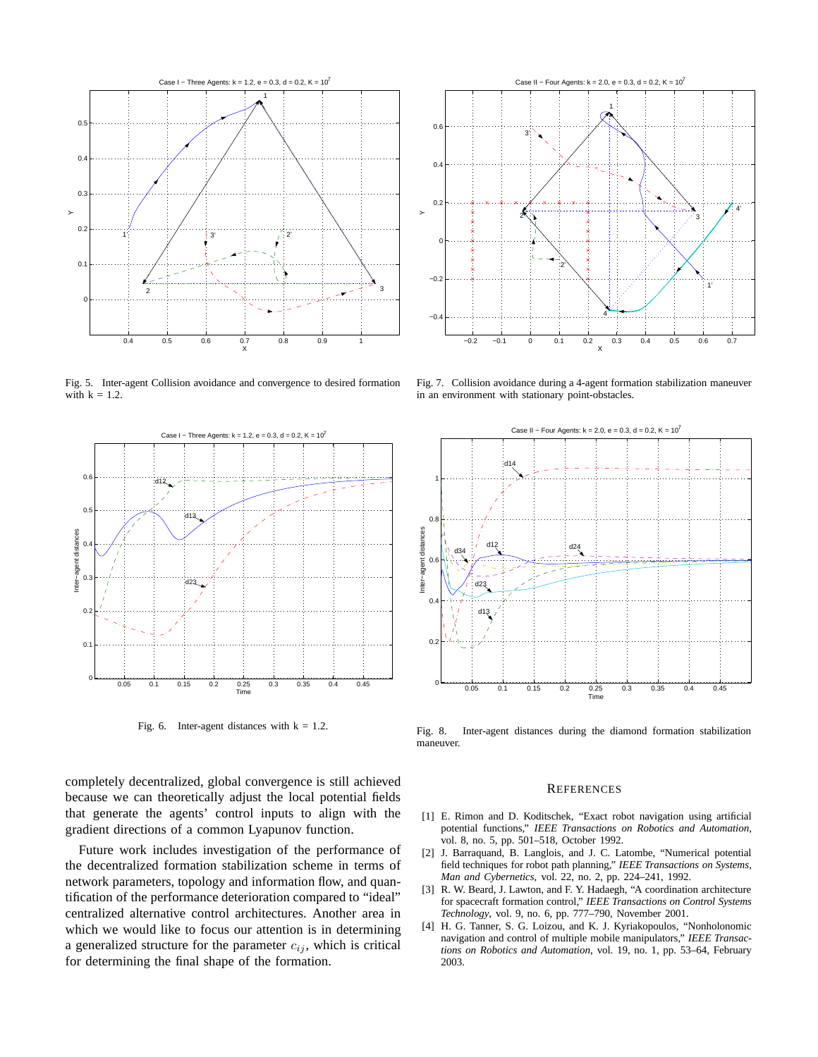Fig. 5. Inter-agent Collision avoidance and convergence to desired formation with k = 1.2.

Fig. 7. Collision avoidance during a 4-agent formation stabilization maneuver in an environment with stationary point-obstacles.

Fig. 6. Inter-agent distances with k = 1.2.

Fig. 8. Inter-agent distances during the diamond formation stabilization maneuver.

completely decentralized, global convergence is still achieved because we can theoretically adjust the local potential fields that generate the agents' control inputs to align with the gradient directions of a common Lyapunov function.

Future work includes investigation of the performance of the decentralized formation stabilization scheme in terms of network parameters, topology and information flow, and quantification of the performance deterioration compared to "ideal" centralized alternative control architectures. Another area in which we would like to focus our attention is in determining a generalized structure for the parameter $c_{ij}$, which is critical for determining the final shape of the formation.

## REFERENCES

[1] E. Rimon and D. Koditschek, "Exact robot navigation using artificial potential functions," *IEEE Transactions on Robotics and Automation*, vol. 8, no. 5, pp. 501–518, October 1992.

[2] J. Barraquand, B. Langlois, and J. C. Latombe, "Numerical potential field techniques for robot path planning," *IEEE Transactions on Systems, Man and Cybernetics*, vol. 22, no. 2, pp. 224–241, 1992.

[3] R. W. Beard, J. Lawton, and F. Y. Hadaegh, "A coordination architecture for spacecraft formation control," *IEEE Transactions on Control Systems Technology*, vol. 9, no. 6, pp. 777–790, November 2001.

[4] H. G. Tanner, S. G. Loizou, and K. J. Kyriakopoulos, "Nonholonomic navigation and control of multiple mobile manipulators," *IEEE Transactions on Robotics and Automation*, vol. 19, no. 1, pp. 53–64, February 2003.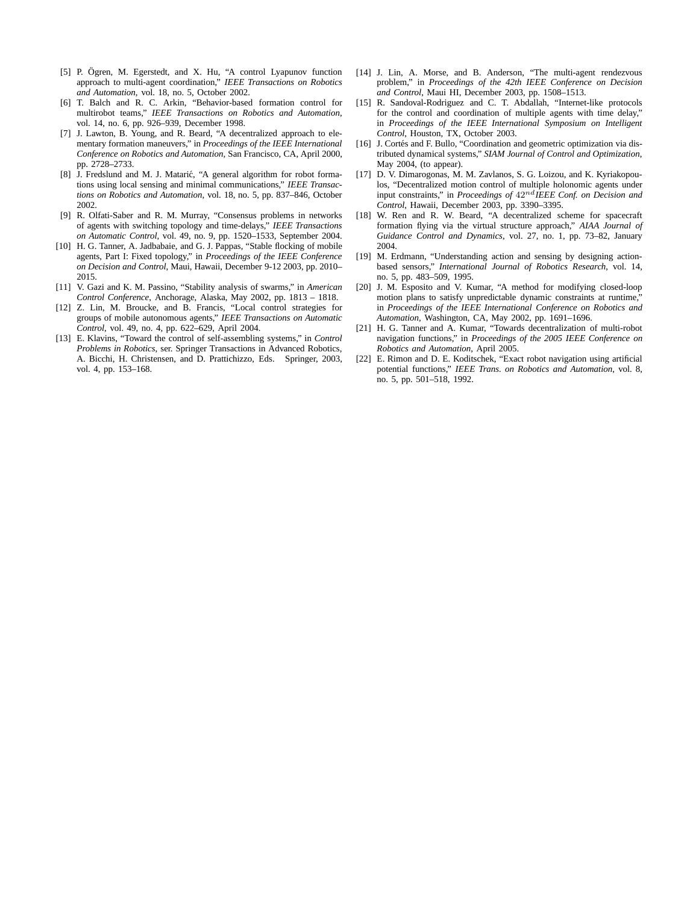[5] P. Ögren, M. Egerstedt, and X. Hu, "A control Lyapunov function approach to multi-agent coordination," *IEEE Transactions on Robotics and Automation*, vol. 18, no. 5, October 2002.

[6] T. Balch and R. C. Arkin, "Behavior-based formation control for multirobot teams," *IEEE Transactions on Robotics and Automation*, vol. 14, no. 6, pp. 926–939, December 1998.

[7] J. Lawton, B. Young, and R. Beard, "A decentralized approach to elementary formation maneuvers," in *Proceedings of the IEEE International Conference on Robotics and Automation*, San Francisco, CA, April 2000, pp. 2728–2733.

[8] J. Fredslund and M. J. Matarić, "A general algorithm for robot formations using local sensing and minimal communications," *IEEE Transactions on Robotics and Automation*, vol. 18, no. 5, pp. 837–846, October 2002.

[9] R. Olfati-Saber and R. M. Murray, "Consensus problems in networks of agents with switching topology and time-delays," *IEEE Transactions on Automatic Control*, vol. 49, no. 9, pp. 1520–1533, September 2004.

[10] H. G. Tanner, A. Jadbabaie, and G. J. Pappas, "Stable flocking of mobile agents, Part I: Fixed topology," in *Proceedings of the IEEE Conference on Decision and Control*, Maui, Hawaii, December 9-12 2003, pp. 2010–2015.

[11] V. Gazi and K. M. Passino, "Stability analysis of swarms," in *American Control Conference*, Anchorage, Alaska, May 2002, pp. 1813 – 1818.

[12] Z. Lin, M. Broucke, and B. Francis, "Local control strategies for groups of mobile autonomous agents," *IEEE Transactions on Automatic Control*, vol. 49, no. 4, pp. 622–629, April 2004.

[13] E. Klavins, "Toward the control of self-assembling systems," in *Control Problems in Robotics*, ser. Springer Transactions in Advanced Robotics, A. Bicchi, H. Christensen, and D. Prattichizzo, Eds. Springer, 2003, vol. 4, pp. 153–168.

[14] J. Lin, A. Morse, and B. Anderson, "The multi-agent rendezvous problem," in *Proceedings of the 42th IEEE Conference on Decision and Control*, Maui HI, December 2003, pp. 1508–1513.

[15] R. Sandoval-Rodriguez and C. T. Abdallah, "Internet-like protocols for the control and coordination of multiple agents with time delay," in *Proceedings of the IEEE International Symposium on Intelligent Control*, Houston, TX, October 2003.

[16] J. Cortés and F. Bullo, "Coordination and geometric optimization via distributed dynamical systems," *SIAM Journal of Control and Optimization*, May 2004, (to appear).

[17] D. V. Dimarogonas, M. M. Zavlanos, S. G. Loizou, and K. Kyriakopoulos, "Decentralized motion control of multiple holonomic agents under input constraints," in *Proceedings of $42^{nd}$ IEEE Conf. on Decision and Control*, Hawaii, December 2003, pp. 3390–3395.

[18] W. Ren and R. W. Beard, "A decentralized scheme for spacecraft formation flying via the virtual structure approach," *AIAA Journal of Guidance Control and Dynamics*, vol. 27, no. 1, pp. 73–82, January 2004.

[19] M. Erdmann, "Understanding action and sensing by designing action-based sensors," *International Journal of Robotics Research*, vol. 14, no. 5, pp. 483–509, 1995.

[20] J. M. Esposito and V. Kumar, "A method for modifying closed-loop motion plans to satisfy unpredictable dynamic constraints at runtime," in *Proceedings of the IEEE International Conference on Robotics and Automation*, Washington, CA, May 2002, pp. 1691–1696.

[21] H. G. Tanner and A. Kumar, "Towards decentralization of multi-robot navigation functions," in *Proceedings of the 2005 IEEE Conference on Robotics and Automation*, April 2005.

[22] E. Rimon and D. E. Koditschek, "Exact robot navigation using artificial potential functions," *IEEE Trans. on Robotics and Automation*, vol. 8, no. 5, pp. 501–518, 1992.